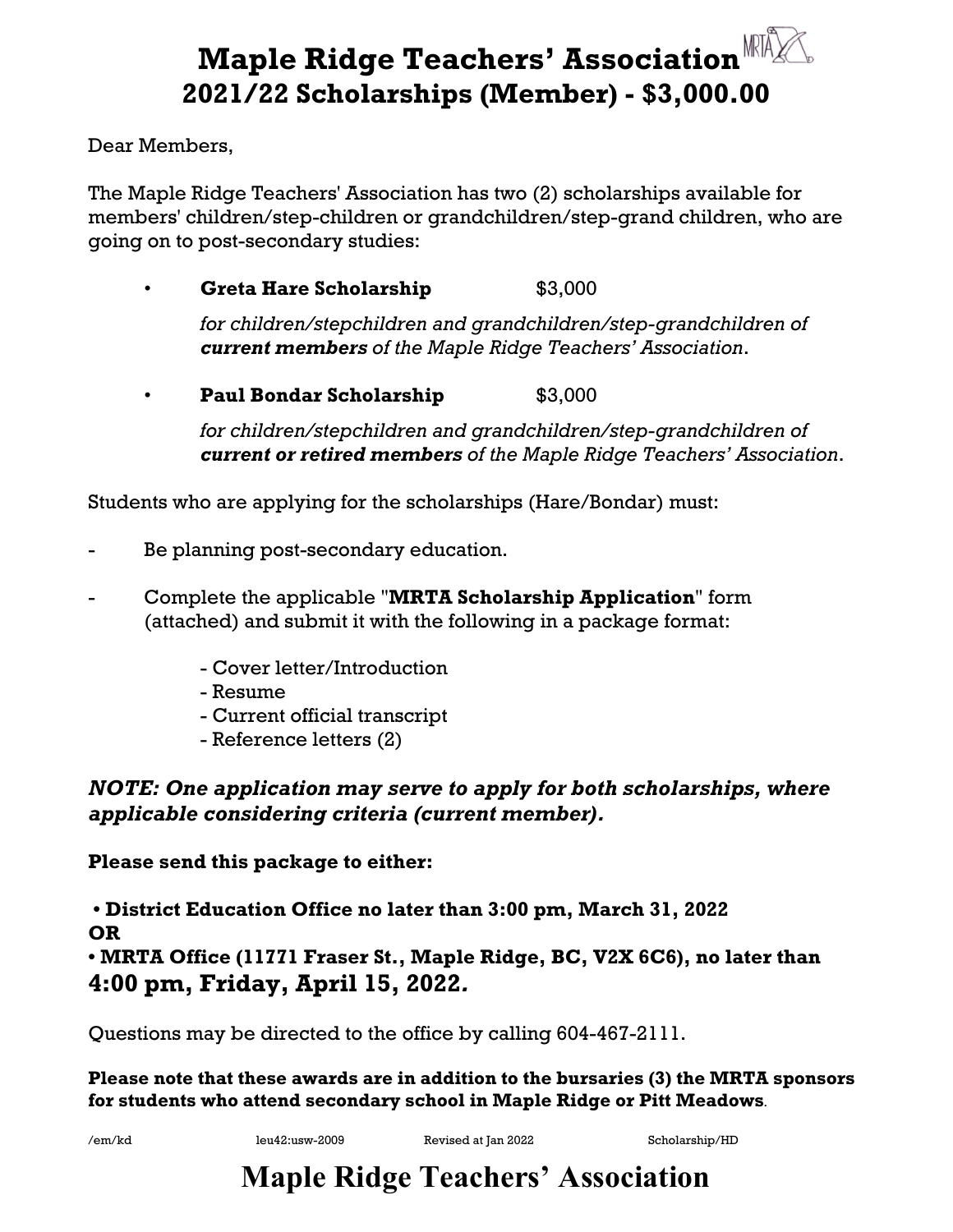# Maple Ridge Teachers' Association
## 2021/22 Scholarships (Member) - $3,000.00

Dear Members,

The Maple Ridge Teachers' Association has two (2) scholarships available for members' children/step-children or grandchildren/step-grand children, who are going on to post-secondary studies:

- **Greta Hare Scholarship** $3,000

  *for children/stepchildren and grandchildren/step-grandchildren of **current members** of the Maple Ridge Teachers' Association.*

- **Paul Bondar Scholarship** $3,000

  *for children/stepchildren and grandchildren/step-grandchildren of **current or retired members** of the Maple Ridge Teachers' Association.*

Students who are applying for the scholarships (Hare/Bondar) must:

- Be planning post-secondary education.
- Complete the applicable "**MRTA Scholarship Application**" form (attached) and submit it with the following in a package format:
  - Cover letter/Introduction
  - Resume
  - Current official transcript
  - Reference letters (2)

***NOTE: One application may serve to apply for both scholarships, where applicable considering criteria (current member).***

**Please send this package to either:**

**• District Education Office no later than 3:00 pm, March 31, 2022**
**OR**
**• MRTA Office (11771 Fraser St., Maple Ridge, BC, V2X 6C6), no later than 4:00 pm, Friday, April 15, 2022.**

Questions may be directed to the office by calling 604-467-2111.

**Please note that these awards are in addition to the bursaries (3) the MRTA sponsors for students who attend secondary school in Maple Ridge or Pitt Meadows**.

/em/kd leu42:usw-2009 Revised at Jan 2022 Scholarship/HD

# Maple Ridge Teachers' Association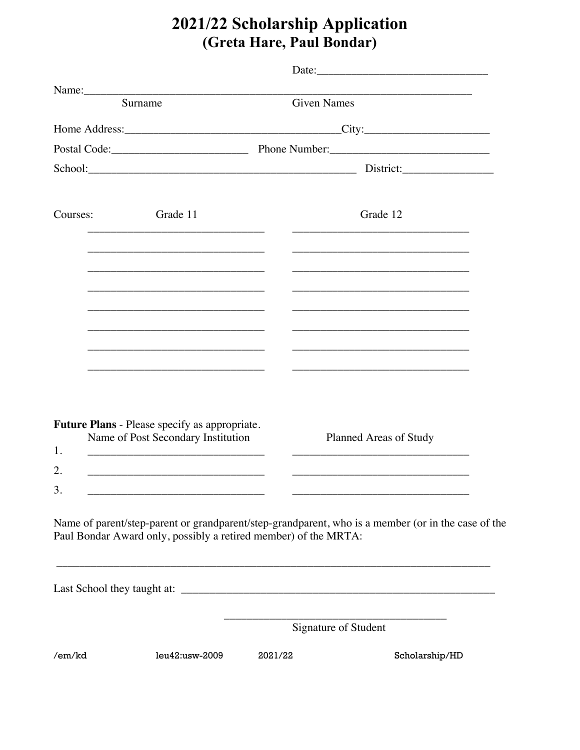# 2021/22 Scholarship Application
## (Greta Hare, Paul Bondar)

Date:______________________________

Name:___________________________________________________________________________
Surname                                        Given Names

Home Address:_____________________________________City:_____________________

Postal Code:________________________ Phone Number:____________________________

School:________________________________________________ District:_______________

Courses:

| Grade 11 | Grade 12 |
|---|---|
| _______________________________ | _______________________________ |
| _______________________________ | _______________________________ |
| _______________________________ | _______________________________ |
| _______________________________ | _______________________________ |
| _______________________________ | _______________________________ |
| _______________________________ | _______________________________ |
| _______________________________ | _______________________________ |
| _______________________________ | _______________________________ |

**Future Plans** - Please specify as appropriate.

| | Name of Post Secondary Institution | Planned Areas of Study |
|---|---|---|
| 1. | _______________________________ | _______________________________ |
| 2. | _______________________________ | _______________________________ |
| 3. | _______________________________ | _______________________________ |

Name of parent/step-parent or grandparent/step-grandparent, who is a member (or in the case of the Paul Bondar Award only, possibly a retired member) of the MRTA:

_______________________________________________________________________________

Last School they taught at: _________________________________________________________

_______________________________________
Signature of Student

/em/kd    leu42:usw-2009    2021/22    Scholarship/HD